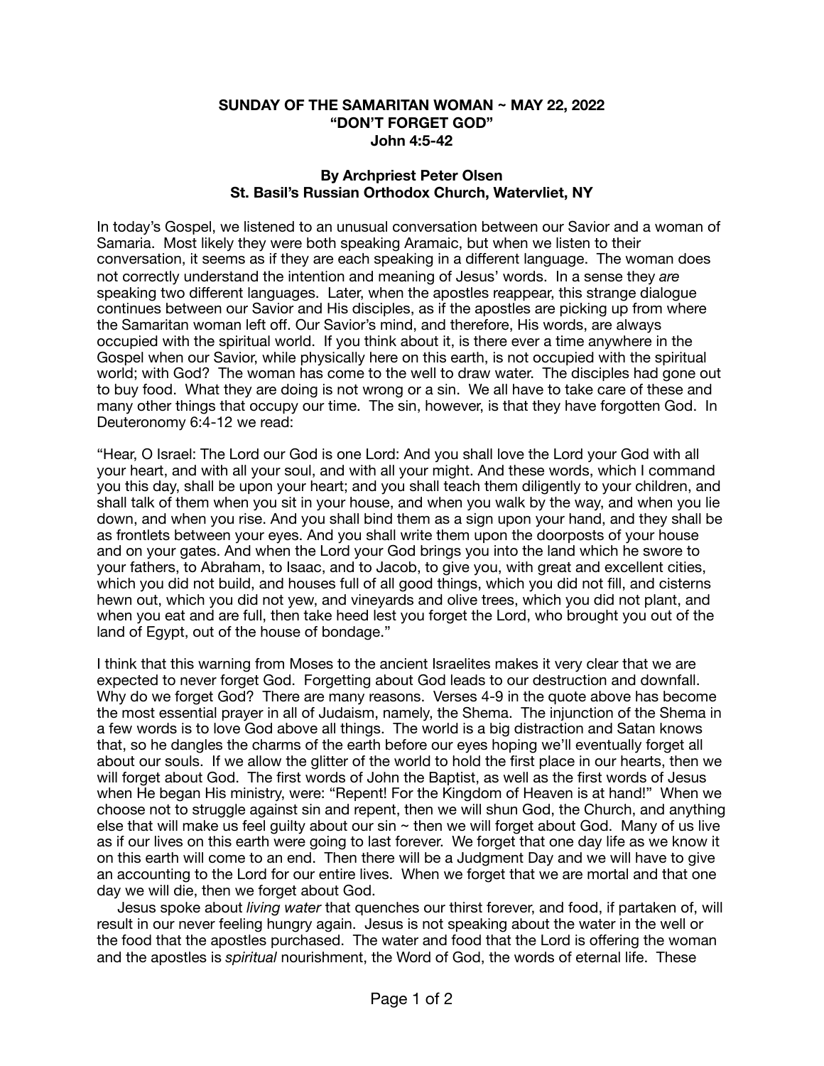**SUNDAY OF THE SAMARITAN WOMAN ~ MAY 22, 2022**
**"DON'T FORGET GOD"**
**John 4:5-42**

**By Archpriest Peter Olsen**
**St. Basil's Russian Orthodox Church, Watervliet, NY**

In today's Gospel, we listened to an unusual conversation between our Savior and a woman of Samaria. Most likely they were both speaking Aramaic, but when we listen to their conversation, it seems as if they are each speaking in a different language. The woman does not correctly understand the intention and meaning of Jesus' words. In a sense they *are* speaking two different languages. Later, when the apostles reappear, this strange dialogue continues between our Savior and His disciples, as if the apostles are picking up from where the Samaritan woman left off. Our Savior's mind, and therefore, His words, are always occupied with the spiritual world. If you think about it, is there ever a time anywhere in the Gospel when our Savior, while physically here on this earth, is not occupied with the spiritual world; with God? The woman has come to the well to draw water. The disciples had gone out to buy food. What they are doing is not wrong or a sin. We all have to take care of these and many other things that occupy our time. The sin, however, is that they have forgotten God. In Deuteronomy 6:4-12 we read:

"Hear, O Israel: The Lord our God is one Lord: And you shall love the Lord your God with all your heart, and with all your soul, and with all your might. And these words, which I command you this day, shall be upon your heart; and you shall teach them diligently to your children, and shall talk of them when you sit in your house, and when you walk by the way, and when you lie down, and when you rise. And you shall bind them as a sign upon your hand, and they shall be as frontlets between your eyes. And you shall write them upon the doorposts of your house and on your gates. And when the Lord your God brings you into the land which he swore to your fathers, to Abraham, to Isaac, and to Jacob, to give you, with great and excellent cities, which you did not build, and houses full of all good things, which you did not fill, and cisterns hewn out, which you did not yew, and vineyards and olive trees, which you did not plant, and when you eat and are full, then take heed lest you forget the Lord, who brought you out of the land of Egypt, out of the house of bondage."

I think that this warning from Moses to the ancient Israelites makes it very clear that we are expected to never forget God. Forgetting about God leads to our destruction and downfall. Why do we forget God? There are many reasons. Verses 4-9 in the quote above has become the most essential prayer in all of Judaism, namely, the Shema. The injunction of the Shema in a few words is to love God above all things. The world is a big distraction and Satan knows that, so he dangles the charms of the earth before our eyes hoping we'll eventually forget all about our souls. If we allow the glitter of the world to hold the first place in our hearts, then we will forget about God. The first words of John the Baptist, as well as the first words of Jesus when He began His ministry, were: "Repent! For the Kingdom of Heaven is at hand!" When we choose not to struggle against sin and repent, then we will shun God, the Church, and anything else that will make us feel guilty about our sin ~ then we will forget about God. Many of us live as if our lives on this earth were going to last forever. We forget that one day life as we know it on this earth will come to an end. Then there will be a Judgment Day and we will have to give an accounting to the Lord for our entire lives. When we forget that we are mortal and that one day we will die, then we forget about God.

Jesus spoke about *living water* that quenches our thirst forever, and food, if partaken of, will result in our never feeling hungry again. Jesus is not speaking about the water in the well or the food that the apostles purchased. The water and food that the Lord is offering the woman and the apostles is *spiritual* nourishment, the Word of God, the words of eternal life. These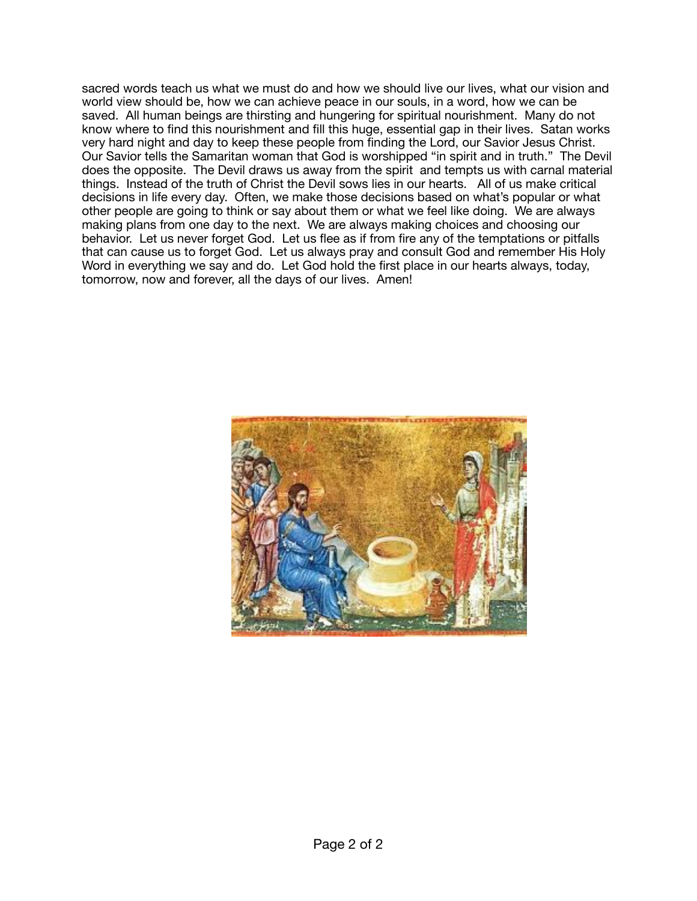sacred words teach us what we must do and how we should live our lives, what our vision and world view should be, how we can achieve peace in our souls, in a word, how we can be saved. All human beings are thirsting and hungering for spiritual nourishment. Many do not know where to find this nourishment and fill this huge, essential gap in their lives. Satan works very hard night and day to keep these people from finding the Lord, our Savior Jesus Christ. Our Savior tells the Samaritan woman that God is worshipped "in spirit and in truth." The Devil does the opposite. The Devil draws us away from the spirit and tempts us with carnal material things. Instead of the truth of Christ the Devil sows lies in our hearts. All of us make critical decisions in life every day. Often, we make those decisions based on what's popular or what other people are going to think or say about them or what we feel like doing. We are always making plans from one day to the next. We are always making choices and choosing our behavior. Let us never forget God. Let us flee as if from fire any of the temptations or pitfalls that can cause us to forget God. Let us always pray and consult God and remember His Holy Word in everything we say and do. Let God hold the first place in our hearts always, today, tomorrow, now and forever, all the days of our lives. Amen!